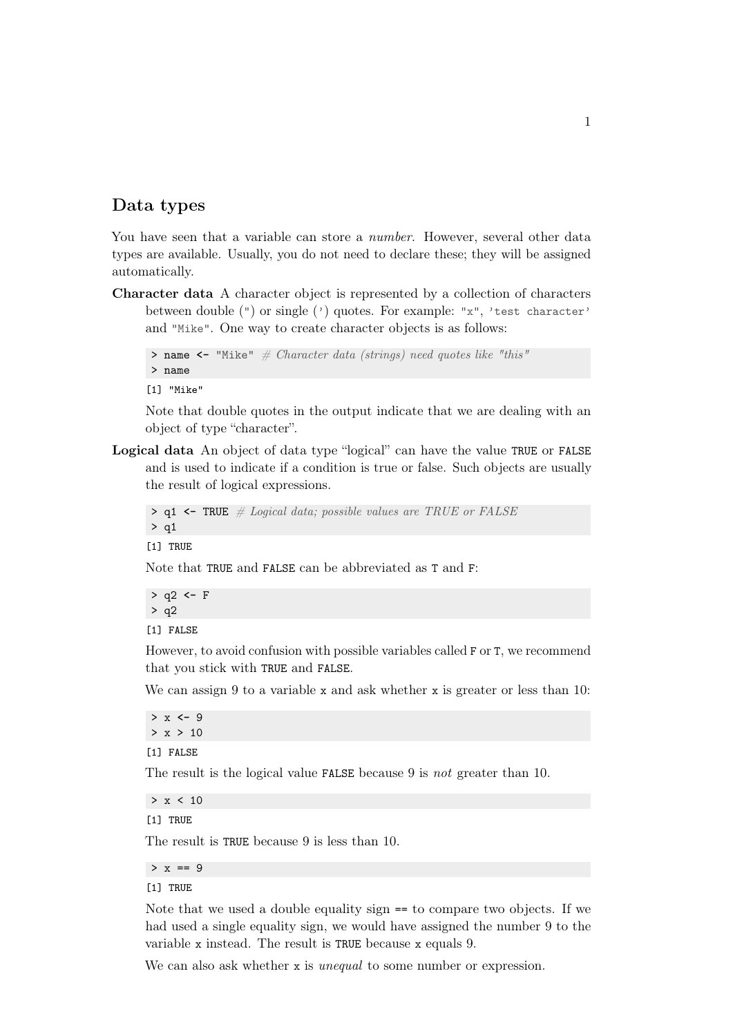## Data types

You have seen that a variable can store a *number*. However, several other data types are available. Usually, you do not need to declare these; they will be assigned automatically.

**Character data** A character object is represented by a collection of characters between double (") or single (') quotes. For example: `"x"`, `'test character'` and `"Mike"`. One way to create character objects is as follows:

```
> name <- "Mike" # Character data (strings) need quotes like "this"
> name
```

```
[1] "Mike"
```

Note that double quotes in the output indicate that we are dealing with an object of type "character".

**Logical data** An object of data type "logical" can have the value `TRUE` or `FALSE` and is used to indicate if a condition is true or false. Such objects are usually the result of logical expressions.

```
> q1 <- TRUE # Logical data; possible values are TRUE or FALSE
> q1
```

```
[1] TRUE
```

Note that `TRUE` and `FALSE` can be abbreviated as `T` and `F`:

```
> q2 <- F
> q2
```

```
[1] FALSE
```

However, to avoid confusion with possible variables called `F` or `T`, we recommend that you stick with `TRUE` and `FALSE`.

We can assign 9 to a variable `x` and ask whether `x` is greater or less than 10:

```
> x <- 9
> x > 10
```

```
[1] FALSE
```

The result is the logical value `FALSE` because 9 is *not* greater than 10.

```
> x < 10
```

```
[1] TRUE
```

The result is `TRUE` because 9 is less than 10.

```
> x == 9
```

```
[1] TRUE
```

Note that we used a double equality sign `==` to compare two objects. If we had used a single equality sign, we would have assigned the number 9 to the variable `x` instead. The result is `TRUE` because `x` equals 9.

We can also ask whether `x` is *unequal* to some number or expression.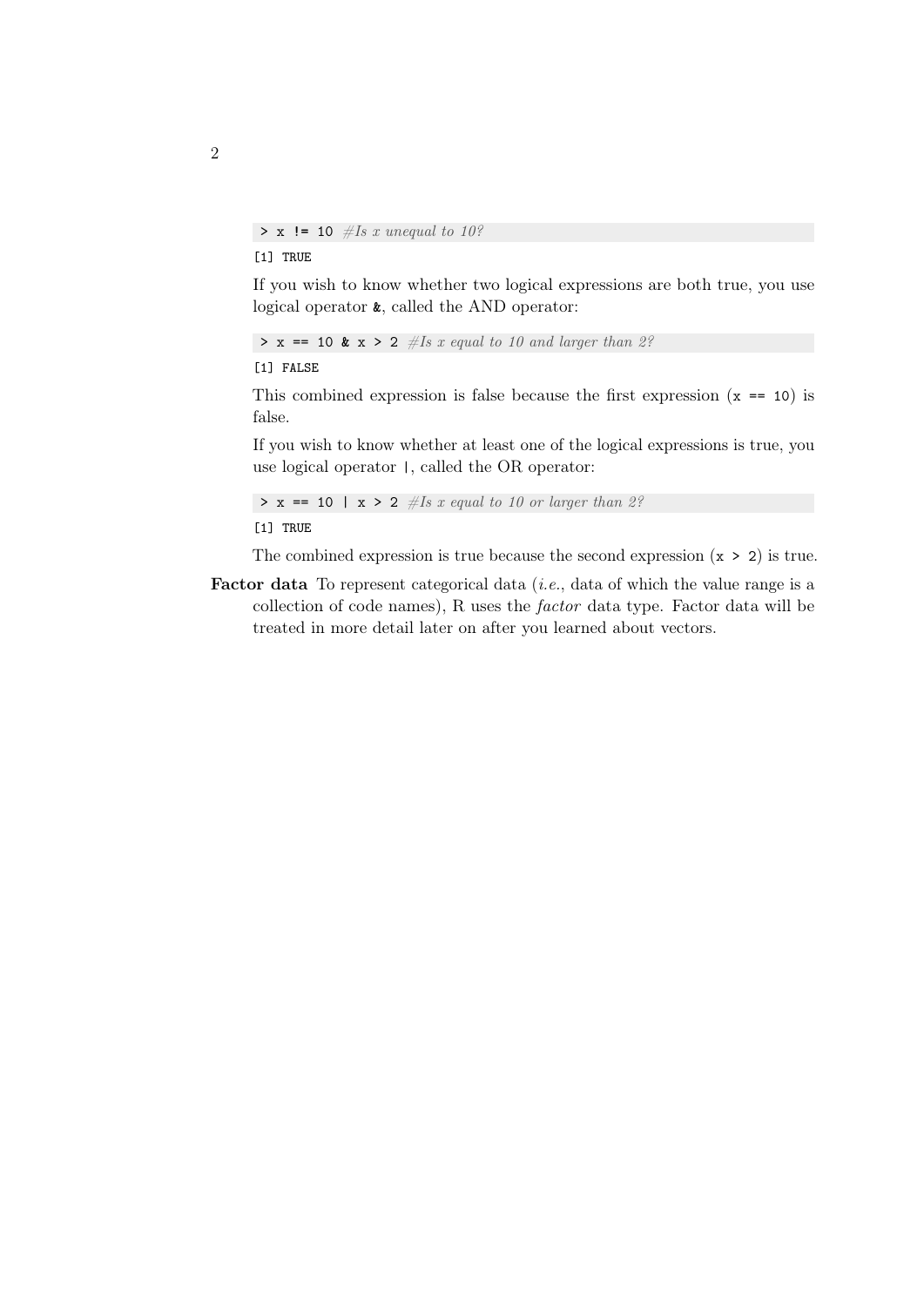```
> x != 10 #Is x unequal to 10?
```

```
[1] TRUE
```

If you wish to know whether two logical expressions are both true, you use logical operator `&`, called the AND operator:

```
> x == 10 & x > 2 #Is x equal to 10 and larger than 2?
```

```
[1] FALSE
```

This combined expression is false because the first expression (`x == 10`) is false.

If you wish to know whether at least one of the logical expressions is true, you use logical operator `|`, called the OR operator:

```
> x == 10 | x > 2 #Is x equal to 10 or larger than 2?
```

```
[1] TRUE
```

The combined expression is true because the second expression (`x > 2`) is true.

**Factor data** To represent categorical data (*i.e.*, data of which the value range is a collection of code names), R uses the *factor* data type. Factor data will be treated in more detail later on after you learned about vectors.